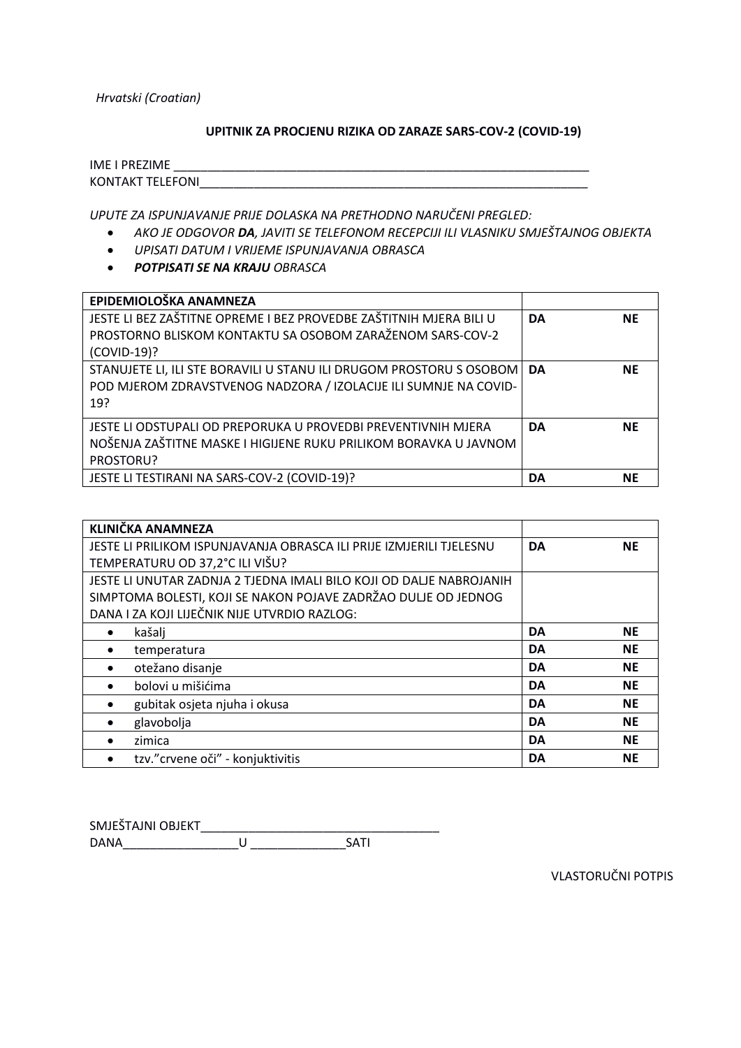*Hrvatski (Croatian)*

**UPITNIK ZA PROCJENU RIZIKA OD ZARAZE SARS-COV-2 (COVID-19)**

IME I PREZIME ________________________________________________________________
KONTAKT TELEFONI_____________________________________________________________

*UPUTE ZA ISPUNJAVANJE PRIJE DOLASKA NA PRETHODNO NARUČENI PREGLED:*

- *AKO JE ODGOVOR **DA**, JAVITI SE TELEFONOM RECEPCIJI ILI VLASNIKU SMJEŠTAJNOG OBJEKTA*
- *UPISATI DATUM I VRIJEME ISPUNJAVANJA OBRASCA*
- ***POTPISATI SE NA KRAJU** OBRASCA*

| **EPIDEMIOLOŠKA ANAMNEZA** | | |
|---|---|---|
| JESTE LI BEZ ZAŠTITNE OPREME I BEZ PROVEDBE ZAŠTITNIH MJERA BILI U PROSTORNO BLISKOM KONTAKTU SA OSOBOM ZARAŽENOM SARS-COV-2 (COVID-19)? | **DA** | **NE** |
| STANUJETE LI, ILI STE BORAVILI U STANU ILI DRUGOM PROSTORU S OSOBOM POD MJEROM ZDRAVSTVENOG NADZORA / IZOLACIJE ILI SUMNJE NA COVID-19? | **DA** | **NE** |
| JESTE LI ODSTUPALI OD PREPORUKA U PROVEDBI PREVENTIVNIH MJERA NOŠENJA ZAŠTITNE MASKE I HIGIJENE RUKU PRILIKOM BORAVKA U JAVNOM PROSTORU? | **DA** | **NE** |
| JESTE LI TESTIRANI NA SARS-COV-2 (COVID-19)? | **DA** | **NE** |

| **KLINIČKA ANAMNEZA** | | |
|---|---|---|
| JESTE LI PRILIKOM ISPUNJAVANJA OBRASCA ILI PRIJE IZMJERILI TJELESNU TEMPERATURU OD 37,2°C ILI VIŠU? | **DA** | **NE** |
| JESTE LI UNUTAR ZADNJA 2 TJEDNA IMALI BILO KOJI OD DALJE NABROJANIH SIMPTOMA BOLESTI, KOJI SE NAKON POJAVE ZADRŽAO DULJE OD JEDNOG DANA I ZA KOJI LIJEČNIK NIJE UTVRDIO RAZLOG: | | |
| • kašalj | **DA** | **NE** |
| • temperatura | **DA** | **NE** |
| • otežano disanje | **DA** | **NE** |
| • bolovi u mišićima | **DA** | **NE** |
| • gubitak osjeta njuha i okusa | **DA** | **NE** |
| • glavobolja | **DA** | **NE** |
| • zimica | **DA** | **NE** |
| • tzv."crvene oči" - konjuktivitis | **DA** | **NE** |

SMJEŠTAJNI OBJEKT___________________________________
DANA_________________U ______________SATI

VLASTORUČNI POTPIS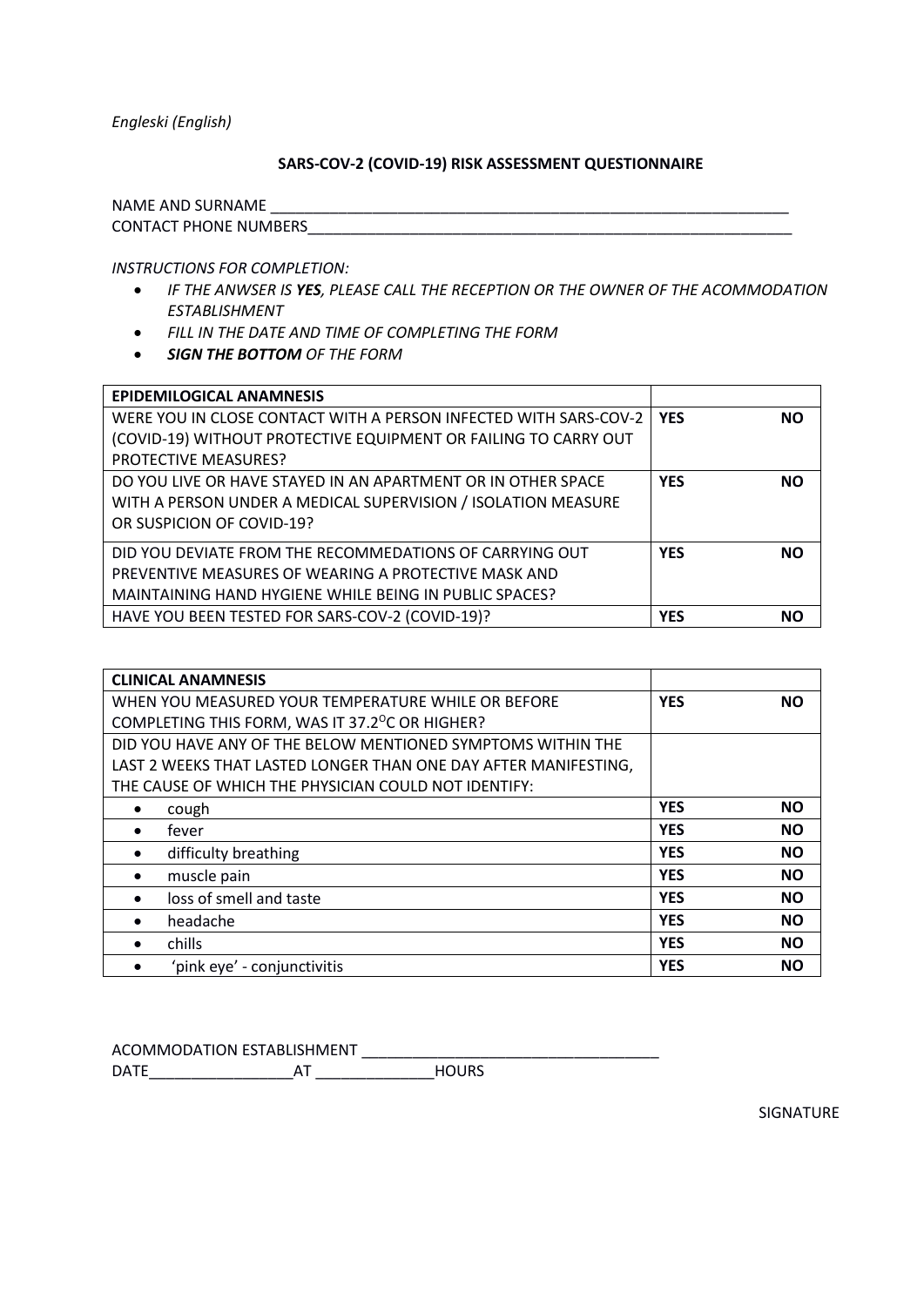*Engleski (English)*

**SARS-COV-2 (COVID-19) RISK ASSESSMENT QUESTIONNAIRE**

NAME AND SURNAME ________________________________________________________________
CONTACT PHONE NUMBERS____________________________________________________________

*INSTRUCTIONS FOR COMPLETION:*

- *IF THE ANWSER IS **YES**, PLEASE CALL THE RECEPTION OR THE OWNER OF THE ACOMMODATION ESTABLISHMENT*
- *FILL IN THE DATE AND TIME OF COMPLETING THE FORM*
- ***SIGN THE BOTTOM** OF THE FORM*

| **EPIDEMILOGICAL ANAMNESIS** | | |
|---|---|---|
| WERE YOU IN CLOSE CONTACT WITH A PERSON INFECTED WITH SARS-COV-2 (COVID-19) WITHOUT PROTECTIVE EQUIPMENT OR FAILING TO CARRY OUT PROTECTIVE MEASURES? | **YES** | **NO** |
| DO YOU LIVE OR HAVE STAYED IN AN APARTMENT OR IN OTHER SPACE WITH A PERSON UNDER A MEDICAL SUPERVISION / ISOLATION MEASURE OR SUSPICION OF COVID-19? | **YES** | **NO** |
| DID YOU DEVIATE FROM THE RECOMMEDATIONS OF CARRYING OUT PREVENTIVE MEASURES OF WEARING A PROTECTIVE MASK AND MAINTAINING HAND HYGIENE WHILE BEING IN PUBLIC SPACES? | **YES** | **NO** |
| HAVE YOU BEEN TESTED FOR SARS-COV-2 (COVID-19)? | **YES** | **NO** |

| **CLINICAL ANAMNESIS** | | |
|---|---|---|
| WHEN YOU MEASURED YOUR TEMPERATURE WHILE OR BEFORE COMPLETING THIS FORM, WAS IT 37.2$^{O}$C OR HIGHER? | **YES** | **NO** |
| DID YOU HAVE ANY OF THE BELOW MENTIONED SYMPTOMS WITHIN THE LAST 2 WEEKS THAT LASTED LONGER THAN ONE DAY AFTER MANIFESTING, THE CAUSE OF WHICH THE PHYSICIAN COULD NOT IDENTIFY: | | |
| • cough | **YES** | **NO** |
| • fever | **YES** | **NO** |
| • difficulty breathing | **YES** | **NO** |
| • muscle pain | **YES** | **NO** |
| • loss of smell and taste | **YES** | **NO** |
| • headache | **YES** | **NO** |
| • chills | **YES** | **NO** |
| • 'pink eye' - conjunctivitis | **YES** | **NO** |

ACOMMODATION ESTABLISHMENT ___________________________________
DATE_________________AT ______________HOURS

SIGNATURE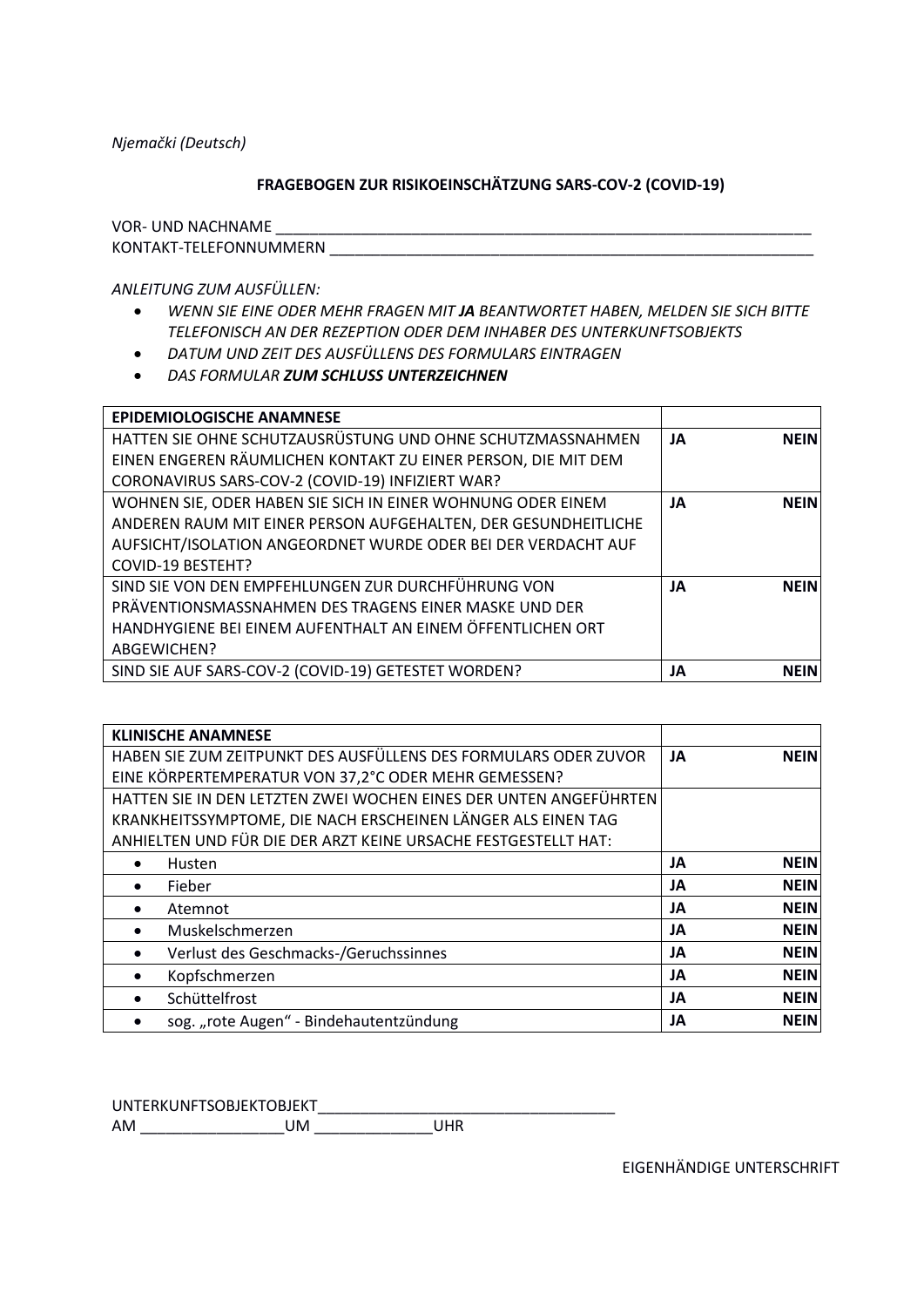*Njemački (Deutsch)*

**FRAGEBOGEN ZUR RISIKOEINSCHÄTZUNG SARS-COV-2 (COVID-19)**

VOR- UND NACHNAME ____________________________________________________________________

KONTAKT-TELEFONNUMMERN _______________________________________________________________

*ANLEITUNG ZUM AUSFÜLLEN:*

- *WENN SIE EINE ODER MEHR FRAGEN MIT **JA** BEANTWORTET HABEN, MELDEN SIE SICH BITTE TELEFONISCH AN DER REZEPTION ODER DEM INHABER DES UNTERKUNFTSOBJEKTS*
- *DATUM UND ZEIT DES AUSFÜLLENS DES FORMULARS EINTRAGEN*
- *DAS FORMULAR **ZUM SCHLUSS UNTERZEICHNEN***

| **EPIDEMIOLOGISCHE ANAMNESE** | | |
|---|---|---|
| HATTEN SIE OHNE SCHUTZAUSRÜSTUNG UND OHNE SCHUTZMASSNAHMEN EINEN ENGEREN RÄUMLICHEN KONTAKT ZU EINER PERSON, DIE MIT DEM CORONAVIRUS SARS-COV-2 (COVID-19) INFIZIERT WAR? | **JA** | **NEIN** |
| WOHNEN SIE, ODER HABEN SIE SICH IN EINER WOHNUNG ODER EINEM ANDEREN RAUM MIT EINER PERSON AUFGEHALTEN, DER GESUNDHEITLICHE AUFSICHT/ISOLATION ANGEORDNET WURDE ODER BEI DER VERDACHT AUF COVID-19 BESTEHT? | **JA** | **NEIN** |
| SIND SIE VON DEN EMPFEHLUNGEN ZUR DURCHFÜHRUNG VON PRÄVENTIONSMASSNAHMEN DES TRAGENS EINER MASKE UND DER HANDHYGIENE BEI EINEM AUFENTHALT AN EINEM ÖFFENTLICHEN ORT ABGEWICHEN? | **JA** | **NEIN** |
| SIND SIE AUF SARS-COV-2 (COVID-19) GETESTET WORDEN? | **JA** | **NEIN** |

| **KLINISCHE ANAMNESE** | | |
|---|---|---|
| HABEN SIE ZUM ZEITPUNKT DES AUSFÜLLENS DES FORMULARS ODER ZUVOR EINE KÖRPERTEMPERATUR VON 37,2°C ODER MEHR GEMESSEN? | **JA** | **NEIN** |
| HATTEN SIE IN DEN LETZTEN ZWEI WOCHEN EINES DER UNTEN ANGEFÜHRTEN KRANKHEITSSYMPTOME, DIE NACH ERSCHEINEN LÄNGER ALS EINEN TAG ANHIELTEN UND FÜR DIE DER ARZT KEINE URSACHE FESTGESTELLT HAT: | | |
| • Husten | **JA** | **NEIN** |
| • Fieber | **JA** | **NEIN** |
| • Atemnot | **JA** | **NEIN** |
| • Muskelschmerzen | **JA** | **NEIN** |
| • Verlust des Geschmacks-/Geruchssinnes | **JA** | **NEIN** |
| • Kopfschmerzen | **JA** | **NEIN** |
| • Schüttelfrost | **JA** | **NEIN** |
| • sog. „rote Augen“ - Bindehautentzündung | **JA** | **NEIN** |

UNTERKUNFTSOBJEKTOBJEKT____________________________________

AM _________________UM ______________UHR

EIGENHÄNDIGE UNTERSCHRIFT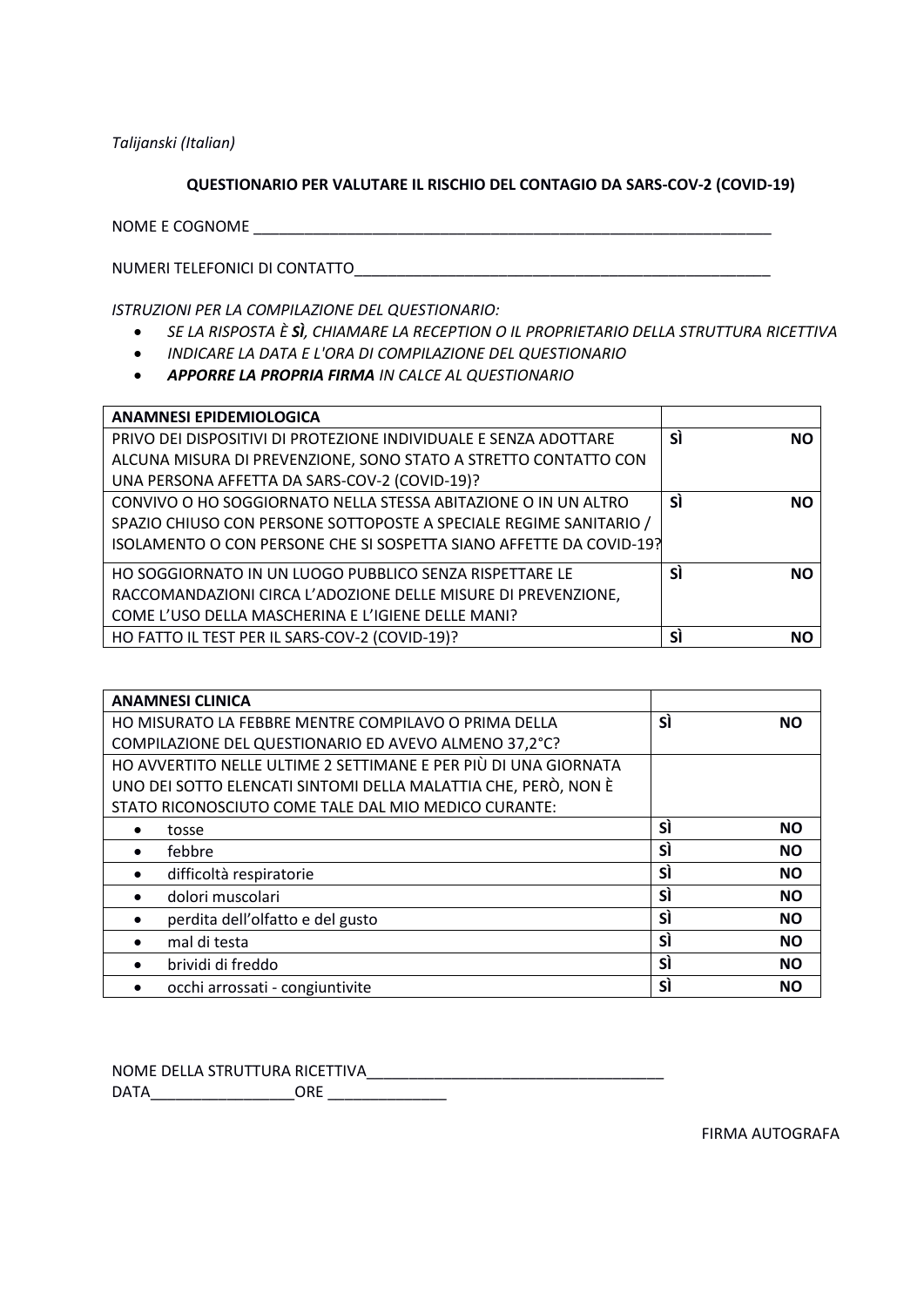*Talijanski (Italian)*

**QUESTIONARIO PER VALUTARE IL RISCHIO DEL CONTAGIO DA SARS-COV-2 (COVID-19)**

NOME E COGNOME ______________________________________________________________

NUMERI TELEFONICI DI CONTATTO__________________________________________________

*ISTRUZIONI PER LA COMPILAZIONE DEL QUESTIONARIO:*

- *SE LA RISPOSTA È **SÌ**, CHIAMARE LA RECEPTION O IL PROPRIETARIO DELLA STRUTTURA RICETTIVA*
- *INDICARE LA DATA E L'ORA DI COMPILAZIONE DEL QUESTIONARIO*
- ***APPORRE LA PROPRIA FIRMA** IN CALCE AL QUESTIONARIO*

| **ANAMNESI EPIDEMIOLOGICA** | | |
|---|---|---|
| PRIVO DEI DISPOSITIVI DI PROTEZIONE INDIVIDUALE E SENZA ADOTTARE ALCUNA MISURA DI PREVENZIONE, SONO STATO A STRETTO CONTATTO CON UNA PERSONA AFFETTA DA SARS-COV-2 (COVID-19)? | **SÌ** | **NO** |
| CONVIVO O HO SOGGIORNATO NELLA STESSA ABITAZIONE O IN UN ALTRO SPAZIO CHIUSO CON PERSONE SOTTOPOSTE A SPECIALE REGIME SANITARIO / ISOLAMENTO O CON PERSONE CHE SI SOSPETTA SIANO AFFETTE DA COVID-19? | **SÌ** | **NO** |
| HO SOGGIORNATO IN UN LUOGO PUBBLICO SENZA RISPETTARE LE RACCOMANDAZIONI CIRCA L'ADOZIONE DELLE MISURE DI PREVENZIONE, COME L'USO DELLA MASCHERINA E L'IGIENE DELLE MANI? | **SÌ** | **NO** |
| HO FATTO IL TEST PER IL SARS-COV-2 (COVID-19)? | **SÌ** | **NO** |

| **ANAMNESI CLINICA** | | |
|---|---|---|
| HO MISURATO LA FEBBRE MENTRE COMPILAVO O PRIMA DELLA COMPILAZIONE DEL QUESTIONARIO ED AVEVO ALMENO 37,2°C? | **SÌ** | **NO** |
| HO AVVERTITO NELLE ULTIME 2 SETTIMANE E PER PIÙ DI UNA GIORNATA UNO DEI SOTTO ELENCATI SINTOMI DELLA MALATTIA CHE, PERÒ, NON È STATO RICONOSCIUTO COME TALE DAL MIO MEDICO CURANTE: | | |
| • tosse | **SÌ** | **NO** |
| • febbre | **SÌ** | **NO** |
| • difficoltà respiratorie | **SÌ** | **NO** |
| • dolori muscolari | **SÌ** | **NO** |
| • perdita dell'olfatto e del gusto | **SÌ** | **NO** |
| • mal di testa | **SÌ** | **NO** |
| • brividi di freddo | **SÌ** | **NO** |
| • occhi arrossati - congiuntivite | **SÌ** | **NO** |

NOME DELLA STRUTTURA RICETTIVA___________________________________
DATA_________________ORE ______________

FIRMA AUTOGRAFA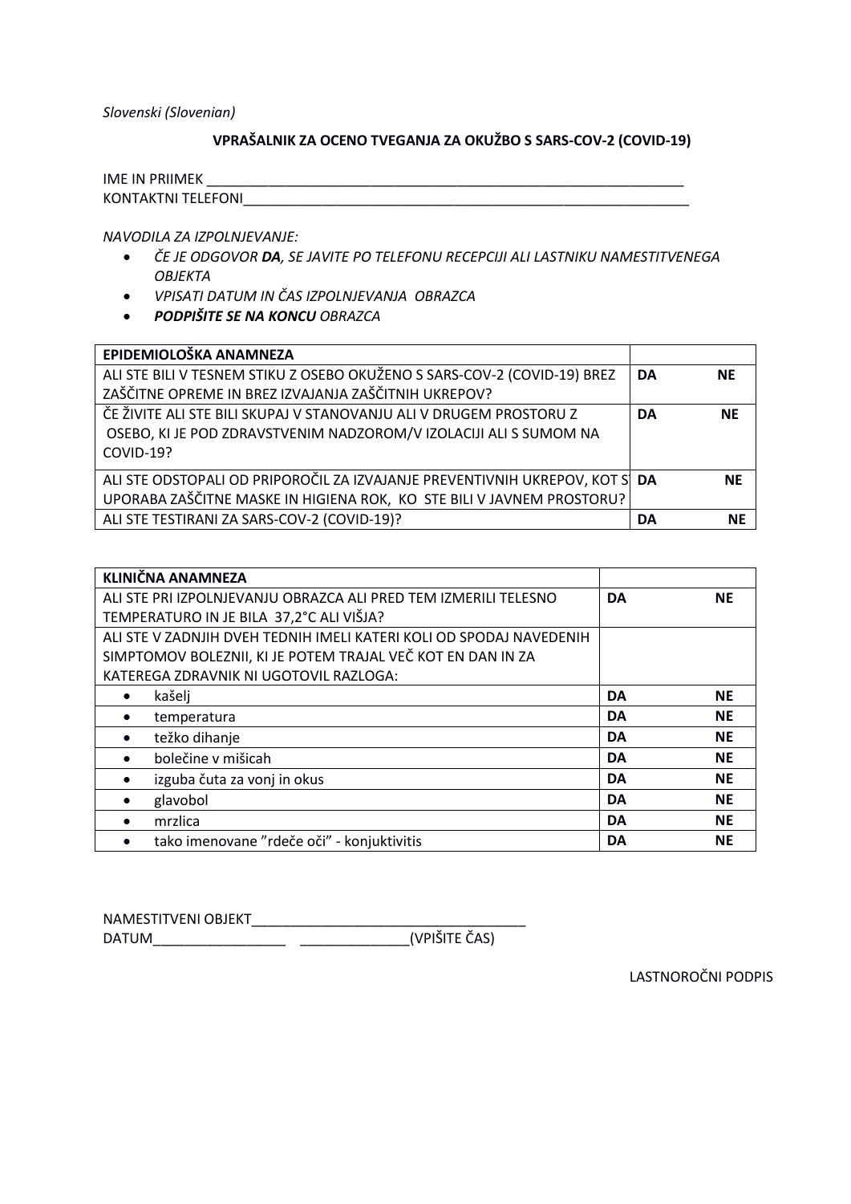*Slovenski (Slovenian)*

**VPRAŠALNIK ZA OCENO TVEGANJA ZA OKUŽBO S SARS-COV-2 (COVID-19)**

IME IN PRIIMEK ______________________________________________________________
KONTAKTNI TELEFONI___________________________________________________________

*NAVODILA ZA IZPOLNJEVANJE:*

- *ČE JE ODGOVOR **DA**, SE JAVITE PO TELEFONU RECEPCIJI ALI LASTNIKU NAMESTITVENEGA OBJEKTA*
- *VPISATI DATUM IN ČAS IZPOLNJEVANJA OBRAZCA*
- ***PODPIŠITE SE NA KONCU** OBRAZCA*

| **EPIDEMIOLOŠKA ANAMNEZA** | | |
|---|---|---|
| ALI STE BILI V TESNEM STIKU Z OSEBO OKUŽENO S SARS-COV-2 (COVID-19) BREZ ZAŠČITNE OPREME IN BREZ IZVAJANJA ZAŠČITNIH UKREPOV? | **DA** | **NE** |
| ČE ŽIVITE ALI STE BILI SKUPAJ V STANOVANJU ALI V DRUGEM PROSTORU Z OSEBO, KI JE POD ZDRAVSTVENIM NADZOROM/V IZOLACIJI ALI S SUMOM NA COVID-19? | **DA** | **NE** |
| ALI STE ODSTOPALI OD PRIPOROČIL ZA IZVAJANJE PREVENTIVNIH UKREPOV, KOT SO UPORABA ZAŠČITNE MASKE IN HIGIENA ROK, KO STE BILI V JAVNEM PROSTORU? | **DA** | **NE** |
| ALI STE TESTIRANI ZA SARS-COV-2 (COVID-19)? | **DA** | **NE** |

| **KLINIČNA ANAMNEZA** | | |
|---|---|---|
| ALI STE PRI IZPOLNJEVANJU OBRAZCA ALI PRED TEM IZMERILI TELESNO TEMPERATURO IN JE BILA 37,2°C ALI VIŠJA? | **DA** | **NE** |
| ALI STE V ZADNJIH DVEH TEDNIH IMELI KATERI KOLI OD SPODAJ NAVEDENIH SIMPTOMOV BOLEZNII, KI JE POTEM TRAJAL VEČ KOT EN DAN IN ZA KATEREGA ZDRAVNIK NI UGOTOVIL RAZLOGA: | | |
| • kašelj | **DA** | **NE** |
| • temperatura | **DA** | **NE** |
| • težko dihanje | **DA** | **NE** |
| • bolečine v mišicah | **DA** | **NE** |
| • izguba čuta za vonj in okus | **DA** | **NE** |
| • glavobol | **DA** | **NE** |
| • mrzlica | **DA** | **NE** |
| • tako imenovane "rdeče oči" - konjuktivitis | **DA** | **NE** |

NAMESTITVENI OBJEKT___________________________________
DATUM_________________ ______________(VPIŠITE ČAS)

LASTNOROČNI PODPIS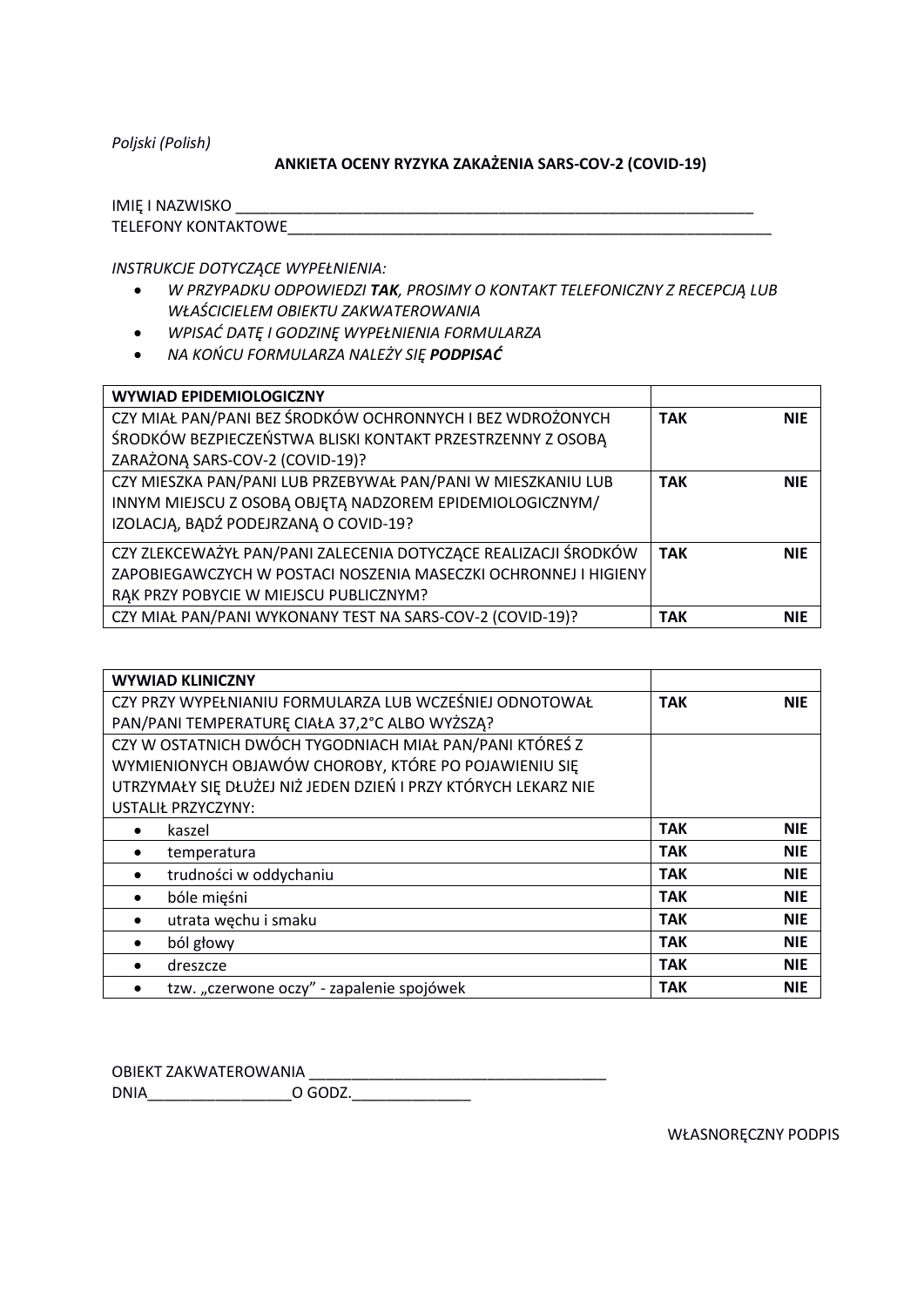*Poljski (Polish)*

**ANKIETA OCENY RYZYKA ZAKAŻENIA SARS-COV-2 (COVID-19)**

IMIĘ I NAZWISKO ________________________________________________________________
TELEFONY KONTAKTOWE____________________________________________________________

*INSTRUKCJE DOTYCZĄCE WYPEŁNIENIA:*

- *W PRZYPADKU ODPOWIEDZI **TAK**, PROSIMY O KONTAKT TELEFONICZNY Z RECEPCJĄ LUB WŁAŚCICIELEM OBIEKTU ZAKWATEROWANIA*
- *WPISAĆ DATĘ I GODZINĘ WYPEŁNIENIA FORMULARZA*
- *NA KOŃCU FORMULARZA NALEŻY SIĘ **PODPISAĆ***

| **WYWIAD EPIDEMIOLOGICZNY** | | |
|---|---|---|
| CZY MIAŁ PAN/PANI BEZ ŚRODKÓW OCHRONNYCH I BEZ WDROŻONYCH ŚRODKÓW BEZPIECZEŃSTWA BLISKI KONTAKT PRZESTRZENNY Z OSOBĄ ZARAŻONĄ SARS-COV-2 (COVID-19)? | **TAK** | **NIE** |
| CZY MIESZKA PAN/PANI LUB PRZEBYWAŁ PAN/PANI W MIESZKANIU LUB INNYM MIEJSCU Z OSOBĄ OBJĘTĄ NADZOREM EPIDEMIOLOGICZNYM/ IZOLACJĄ, BĄDŹ PODEJRZANĄ O COVID-19? | **TAK** | **NIE** |
| CZY ZLEKCEWAŻYŁ PAN/PANI ZALECENIA DOTYCZĄCE REALIZACJI ŚRODKÓW ZAPOBIEGAWCZYCH W POSTACI NOSZENIA MASECZKI OCHRONNEJ I HIGIENY RĄK PRZY POBYCIE W MIEJSCU PUBLICZNYM? | **TAK** | **NIE** |
| CZY MIAŁ PAN/PANI WYKONANY TEST NA SARS-COV-2 (COVID-19)? | **TAK** | **NIE** |

| **WYWIAD KLINICZNY** | | |
|---|---|---|
| CZY PRZY WYPEŁNIANIU FORMULARZA LUB WCZEŚNIEJ ODNOTOWAŁ PAN/PANI TEMPERATURĘ CIAŁA 37,2°C ALBO WYŻSZĄ? | **TAK** | **NIE** |
| CZY W OSTATNICH DWÓCH TYGODNIACH MIAŁ PAN/PANI KTÓREŚ Z WYMIENIONYCH OBJAWÓW CHOROBY, KTÓRE PO POJAWIENIU SIĘ UTRZYMAŁY SIĘ DŁUŻEJ NIŻ JEDEN DZIEŃ I PRZY KTÓRYCH LEKARZ NIE USTALIŁ PRZYCZYNY: | | |
| • kaszel | **TAK** | **NIE** |
| • temperatura | **TAK** | **NIE** |
| • trudności w oddychaniu | **TAK** | **NIE** |
| • bóle mięśni | **TAK** | **NIE** |
| • utrata węchu i smaku | **TAK** | **NIE** |
| • ból głowy | **TAK** | **NIE** |
| • dreszcze | **TAK** | **NIE** |
| • tzw. „czerwone oczy" - zapalenie spojówek | **TAK** | **NIE** |

OBIEKT ZAKWATEROWANIA ___________________________________
DNIA_________________O GODZ.______________

WŁASNORĘCZNY PODPIS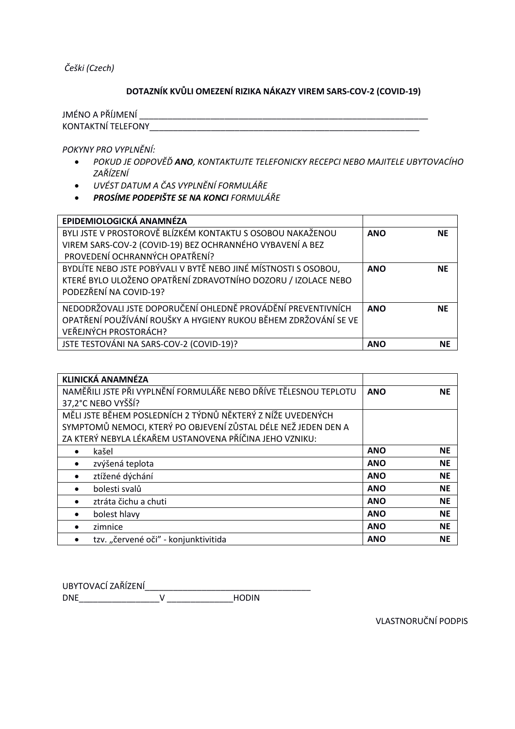*Češki (Czech)*

**DOTAZNÍK KVŮLI OMEZENÍ RIZIKA NÁKAZY VIREM SARS-COV-2 (COVID-19)**

JMÉNO A PŘÍJMENÍ ________________________________________________________________

KONTAKTNÍ TELEFONY______________________________________________________________

*POKYNY PRO VYPLNĚNÍ:*

- *POKUD JE ODPOVĚĎ **ANO**, KONTAKTUJTE TELEFONICKY RECEPCI NEBO MAJITELE UBYTOVACÍHO ZAŘÍZENÍ*
- *UVÉST DATUM A ČAS VYPLNĚNÍ FORMULÁŘE*
- ***PROSÍME PODEPIŠTE SE NA KONCI** FORMULÁŘE*

| EPIDEMIOLOGICKÁ ANAMNÉZA | | |
|---|---|---|
| BYLI JSTE V PROSTOROVĚ BLÍZKÉM KONTAKTU S OSOBOU NAKAŽENOU VIREM SARS-COV-2 (COVID-19) BEZ OCHRANNÉHO VYBAVENÍ A BEZ PROVEDENÍ OCHRANNÝCH OPATŘENÍ? | **ANO** | **NE** |
| BYDLÍTE NEBO JSTE POBÝVALI V BYTĚ NEBO JINÉ MÍSTNOSTI S OSOBOU, KTERÉ BYLO ULOŽENO OPATŘENÍ ZDRAVOTNÍHO DOZORU / IZOLACE NEBO PODEZŘENÍ NA COVID-19? | **ANO** | **NE** |
| NEDODRŽOVALI JSTE DOPORUČENÍ OHLEDNĚ PROVÁDĚNÍ PREVENTIVNÍCH OPATŘENÍ POUŽÍVÁNÍ ROUŠKY A HYGIENY RUKOU BĚHEM ZDRŽOVÁNÍ SE VE VEŘEJNÝCH PROSTORÁCH? | **ANO** | **NE** |
| JSTE TESTOVÁNI NA SARS-COV-2 (COVID-19)? | **ANO** | **NE** |

| KLINICKÁ ANAMNÉZA | | |
|---|---|---|
| NAMĚŘILI JSTE PŘI VYPLNĚNÍ FORMULÁŘE NEBO DŘÍVE TĚLESNOU TEPLOTU 37,2°C NEBO VYŠŠÍ? | **ANO** | **NE** |
| MĚLI JSTE BĚHEM POSLEDNÍCH 2 TÝDNŮ NĚKTERÝ Z NÍŽE UVEDENÝCH SYMPTOMŮ NEMOCI, KTERÝ PO OBJEVENÍ ZŮSTAL DÉLE NEŽ JEDEN DEN A ZA KTERÝ NEBYLA LÉKAŘEM USTANOVENA PŘÍČINA JEHO VZNIKU: | | |
| • kašel | **ANO** | **NE** |
| • zvýšená teplota | **ANO** | **NE** |
| • ztížené dýchání | **ANO** | **NE** |
| • bolesti svalů | **ANO** | **NE** |
| • ztráta čichu a chuti | **ANO** | **NE** |
| • bolest hlavy | **ANO** | **NE** |
| • zimnice | **ANO** | **NE** |
| • tzv. „červené oči" - konjunktivitida | **ANO** | **NE** |

UBYTOVACÍ ZAŘÍZENÍ___________________________________

DNE_________________V ______________HODIN

VLASTNORUČNÍ PODPIS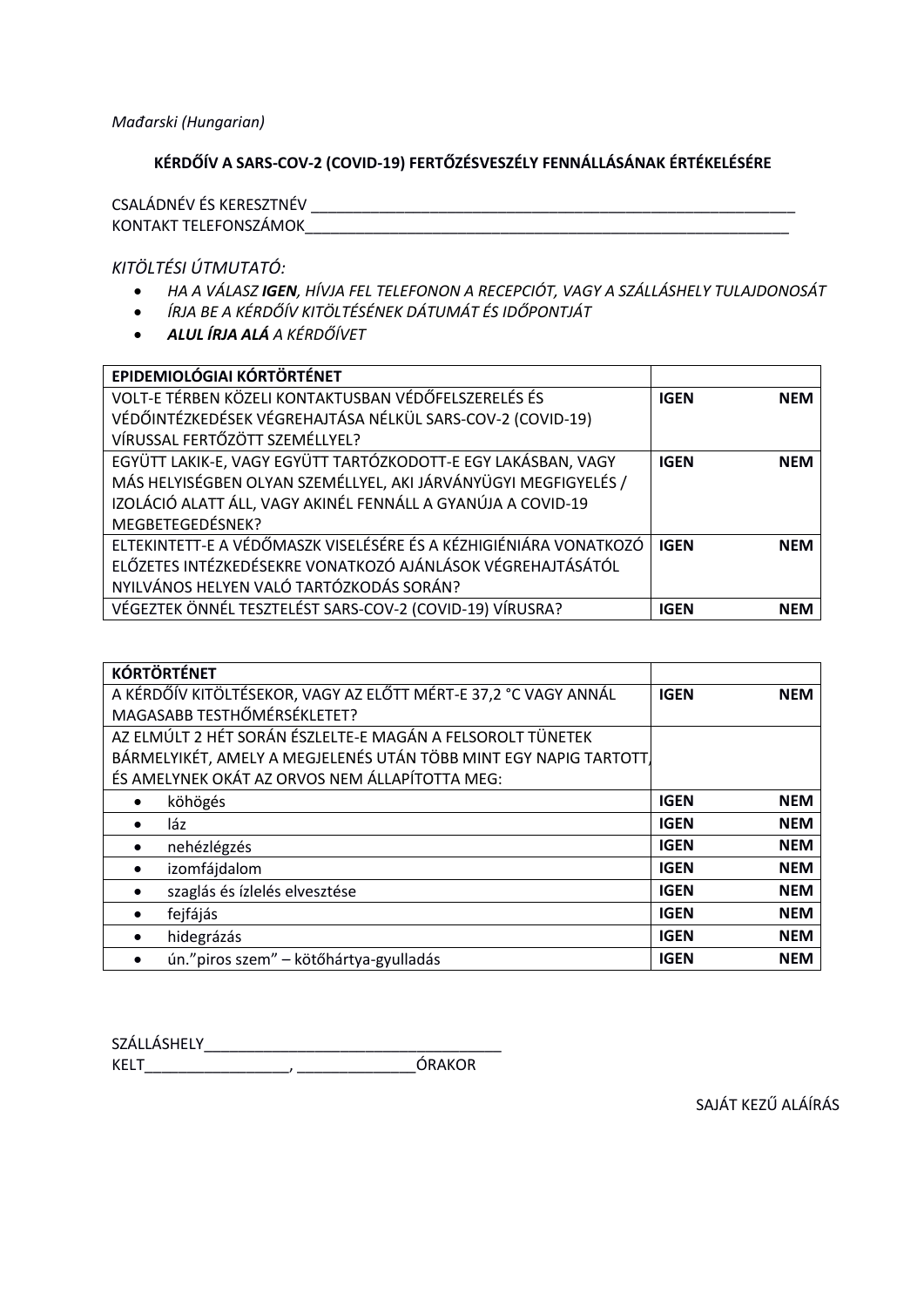*Mađarski (Hungarian)*

**KÉRDŐÍV A SARS-COV-2 (COVID-19) FERTŐZÉSVESZÉLY FENNÁLLÁSÁNAK ÉRTÉKELÉSÉRE**

CSALÁDNÉV ÉS KERESZTNÉV ___________________________________________________________

KONTAKT TELEFONSZÁMOK___________________________________________________________

*KITÖLTÉSI ÚTMUTATÓ:*

- *HA A VÁLASZ **IGEN**, HÍVJA FEL TELEFONON A RECEPCIÓT, VAGY A SZÁLLÁSHELY TULAJDONOSÁT*
- *ÍRJA BE A KÉRDŐÍV KITÖLTÉSÉNEK DÁTUMÁT ÉS IDŐPONTJÁT*
- ***ALUL ÍRJA ALÁ** A KÉRDŐÍVET*

| **EPIDEMIOLÓGIAI KÓRTÖRTÉNET** | | |
|---|---|---|
| VOLT-E TÉRBEN KÖZELI KONTAKTUSBAN VÉDŐFELSZERELÉS ÉS VÉDŐINTÉZKEDÉSEK VÉGREHAJTÁSA NÉLKÜL SARS-COV-2 (COVID-19) VÍRUSSAL FERTŐZÖTT SZEMÉLLYEL? | **IGEN** | **NEM** |
| EGYÜTT LAKIK-E, VAGY EGYÜTT TARTÓZKODOTT-E EGY LAKÁSBAN, VAGY MÁS HELYISÉGBEN OLYAN SZEMÉLLYEL, AKI JÁRVÁNYÜGYI MEGFIGYELÉS / IZOLÁCIÓ ALATT ÁLL, VAGY AKINÉL FENNÁLL A GYANÚJA A COVID-19 MEGBETEGEDÉSNEK? | **IGEN** | **NEM** |
| ELTEKINTETT-E A VÉDŐMASZK VISELÉSÉRE ÉS A KÉZHIGIÉNIÁRA VONATKOZÓ ELŐZETES INTÉZKEDÉSEKRE VONATKOZÓ AJÁNLÁSOK VÉGREHAJTÁSÁTÓL NYILVÁNOS HELYEN VALÓ TARTÓZKODÁS SORÁN? | **IGEN** | **NEM** |
| VÉGEZTEK ÖNNÉL TESZTELÉST SARS-COV-2 (COVID-19) VÍRUSRA? | **IGEN** | **NEM** |

| **KÓRTÖRTÉNET** | | |
|---|---|---|
| A KÉRDŐÍV KITÖLTÉSEKOR, VAGY AZ ELŐTT MÉRT-E 37,2 °C VAGY ANNÁL MAGASABB TESTHŐMÉRSÉKLETET? | **IGEN** | **NEM** |
| AZ ELMÚLT 2 HÉT SORÁN ÉSZLELTE-E MAGÁN A FELSOROLT TÜNETEK BÁRMELYIKÉT, AMELY A MEGJELENÉS UTÁN TÖBB MINT EGY NAPIG TARTOTT, ÉS AMELYNEK OKÁT AZ ORVOS NEM ÁLLAPÍTOTTA MEG: | | |
| • köhögés | **IGEN** | **NEM** |
| • láz | **IGEN** | **NEM** |
| • nehézlégzés | **IGEN** | **NEM** |
| • izomfájdalom | **IGEN** | **NEM** |
| • szaglás és ízlelés elvesztése | **IGEN** | **NEM** |
| • fejfájás | **IGEN** | **NEM** |
| • hidegrázás | **IGEN** | **NEM** |
| • ún.”piros szem” – kötőhártya-gyulladás | **IGEN** | **NEM** |

SZÁLLÁSHELY___________________________________

KELT_________________, ______________ÓRAKOR

SAJÁT KEZŰ ALÁÍRÁS